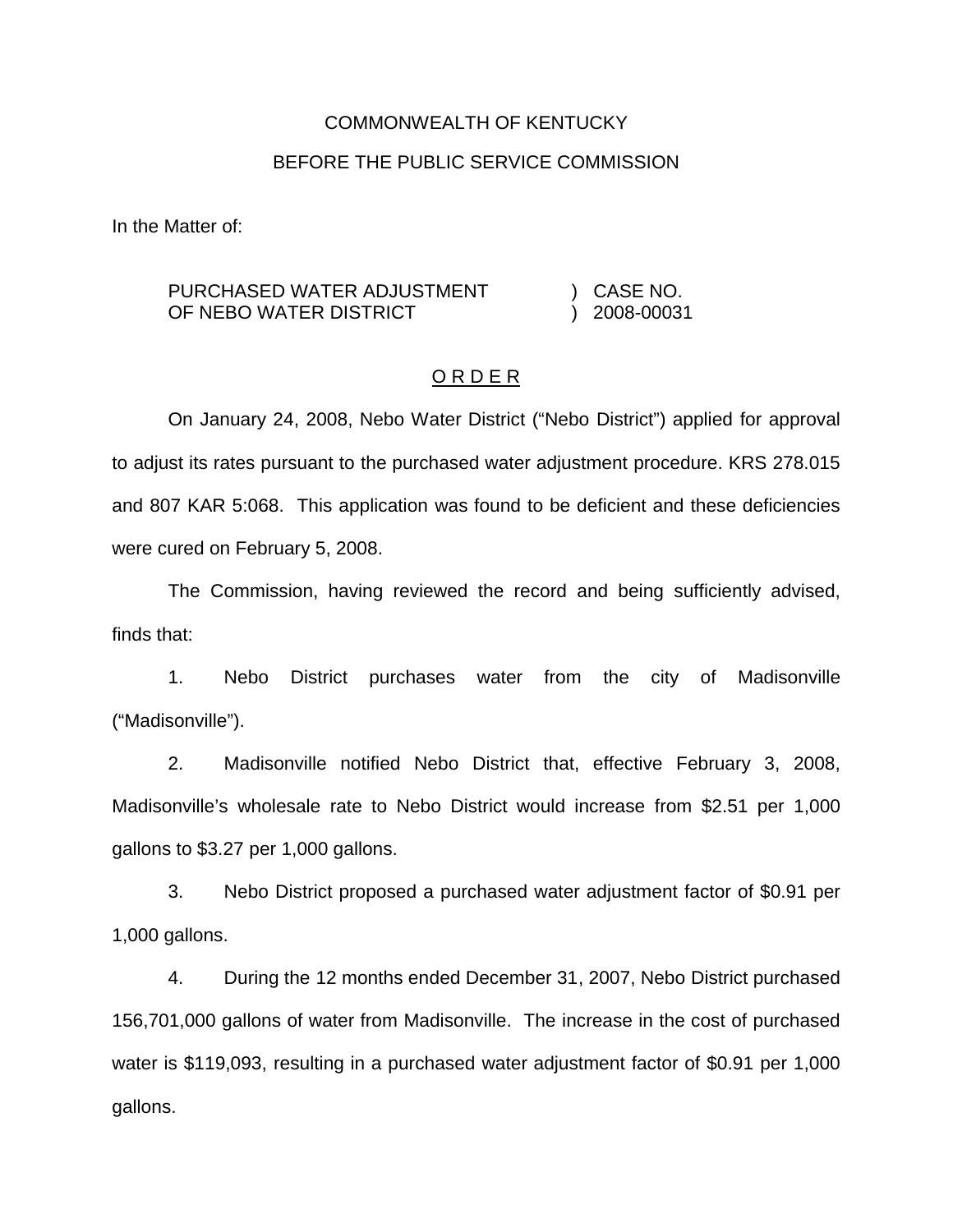COMMONWEALTH OF KENTUCKY

BEFORE THE PUBLIC SERVICE COMMISSION

In the Matter of:

| | | |
|---|---|---|
| PURCHASED WATER ADJUSTMENT OF NEBO WATER DISTRICT | ) ) | CASE NO. 2008-00031 |

<u>O R D E R</u>

On January 24, 2008, Nebo Water District ("Nebo District") applied for approval to adjust its rates pursuant to the purchased water adjustment procedure. KRS 278.015 and 807 KAR 5:068. This application was found to be deficient and these deficiencies were cured on February 5, 2008.

The Commission, having reviewed the record and being sufficiently advised, finds that:

1. Nebo District purchases water from the city of Madisonville ("Madisonville").

2. Madisonville notified Nebo District that, effective February 3, 2008, Madisonville's wholesale rate to Nebo District would increase from $2.51 per 1,000 gallons to $3.27 per 1,000 gallons.

3. Nebo District proposed a purchased water adjustment factor of $0.91 per 1,000 gallons.

4. During the 12 months ended December 31, 2007, Nebo District purchased 156,701,000 gallons of water from Madisonville. The increase in the cost of purchased water is $119,093, resulting in a purchased water adjustment factor of $0.91 per 1,000 gallons.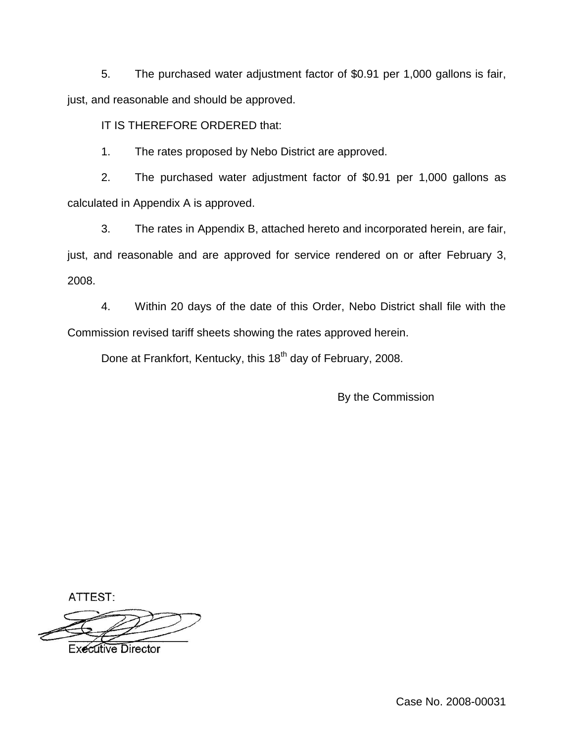5. The purchased water adjustment factor of $0.91 per 1,000 gallons is fair, just, and reasonable and should be approved.

IT IS THEREFORE ORDERED that:

1. The rates proposed by Nebo District are approved.

2. The purchased water adjustment factor of $0.91 per 1,000 gallons as calculated in Appendix A is approved.

3. The rates in Appendix B, attached hereto and incorporated herein, are fair, just, and reasonable and are approved for service rendered on or after February 3, 2008.

4. Within 20 days of the date of this Order, Nebo District shall file with the Commission revised tariff sheets showing the rates approved herein.

Done at Frankfort, Kentucky, this 18th day of February, 2008.

By the Commission

ATTEST:

Executive Director

Case No. 2008-00031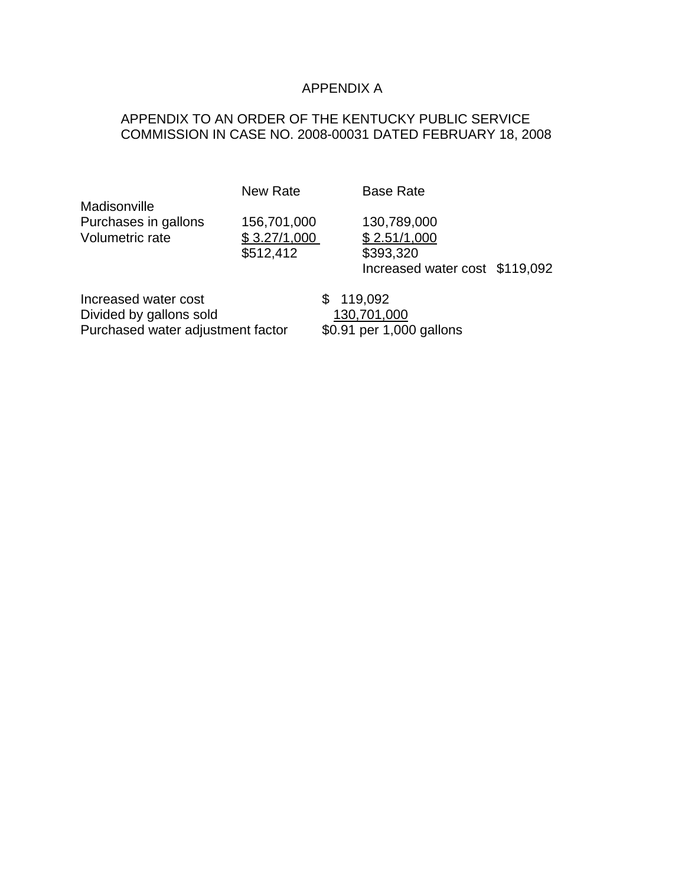# APPENDIX A

## APPENDIX TO AN ORDER OF THE KENTUCKY PUBLIC SERVICE COMMISSION IN CASE NO. 2008-00031 DATED FEBRUARY 18, 2008

| | New Rate | Base Rate | |
|---|---|---|---|
| Madisonville | | | |
| Purchases in gallons | 156,701,000 | 130,789,000 | |
| Volumetric rate | $ 3.27/1,000 | $ 2.51/1,000 | |
| | $512,412 | $393,320 | |
| | | Increased water cost | $119,092 |

| | |
|---|---|
| Increased water cost | $ 119,092 |
| Divided by gallons sold | 130,701,000 |
| Purchased water adjustment factor | $0.91 per 1,000 gallons |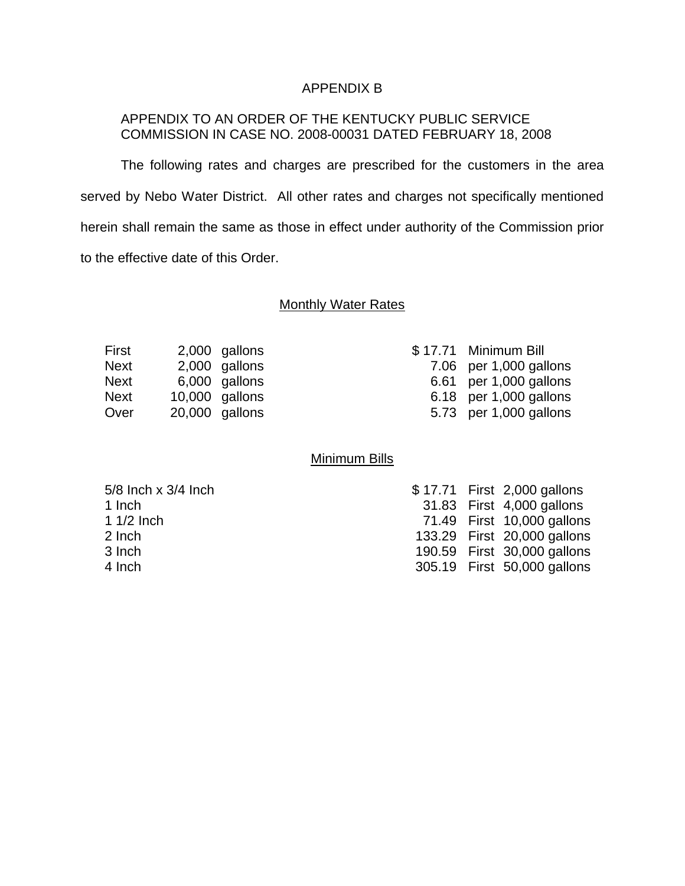APPENDIX B

APPENDIX TO AN ORDER OF THE KENTUCKY PUBLIC SERVICE COMMISSION IN CASE NO. 2008-00031 DATED FEBRUARY 18, 2008

The following rates and charges are prescribed for the customers in the area served by Nebo Water District. All other rates and charges not specifically mentioned herein shall remain the same as those in effect under authority of the Commission prior to the effective date of this Order.

Monthly Water Rates

| | | | | |
|---|---|---|---|---|
| First | 2,000 | gallons | $ 17.71 | Minimum Bill |
| Next | 2,000 | gallons | 7.06 | per 1,000 gallons |
| Next | 6,000 | gallons | 6.61 | per 1,000 gallons |
| Next | 10,000 | gallons | 6.18 | per 1,000 gallons |
| Over | 20,000 | gallons | 5.73 | per 1,000 gallons |

Minimum Bills

| | | |
|---|---|---|
| 5/8 Inch x 3/4 Inch | $ 17.71 | First 2,000 gallons |
| 1 Inch | 31.83 | First 4,000 gallons |
| 1 1/2 Inch | 71.49 | First 10,000 gallons |
| 2 Inch | 133.29 | First 20,000 gallons |
| 3 Inch | 190.59 | First 30,000 gallons |
| 4 Inch | 305.19 | First 50,000 gallons |